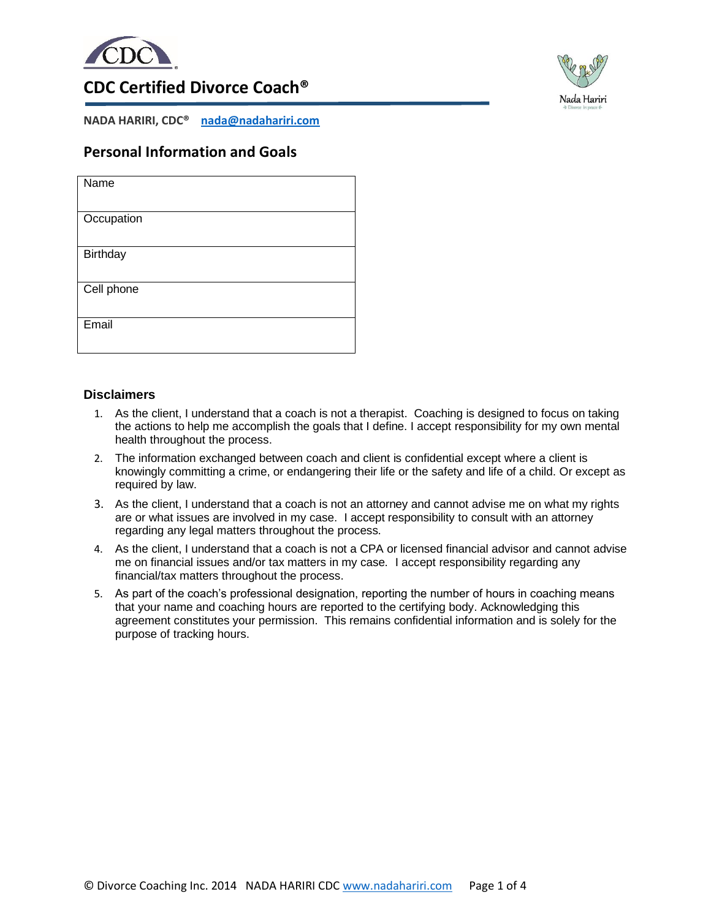# CDC Certified Divorce Coach®

**NADA HARIRI, CDC®** **nada@nadahariri.com**

## Personal Information and Goals

| Name |
|---|
| Occupation |
| Birthday |
| Cell phone |
| Email |

### Disclaimers

1. As the client, I understand that a coach is not a therapist. Coaching is designed to focus on taking the actions to help me accomplish the goals that I define. I accept responsibility for my own mental health throughout the process.
2. The information exchanged between coach and client is confidential except where a client is knowingly committing a crime, or endangering their life or the safety and life of a child. Or except as required by law.
3. As the client, I understand that a coach is not an attorney and cannot advise me on what my rights are or what issues are involved in my case. I accept responsibility to consult with an attorney regarding any legal matters throughout the process.
4. As the client, I understand that a coach is not a CPA or licensed financial advisor and cannot advise me on financial issues and/or tax matters in my case. I accept responsibility regarding any financial/tax matters throughout the process.
5. As part of the coach's professional designation, reporting the number of hours in coaching means that your name and coaching hours are reported to the certifying body. Acknowledging this agreement constitutes your permission. This remains confidential information and is solely for the purpose of tracking hours.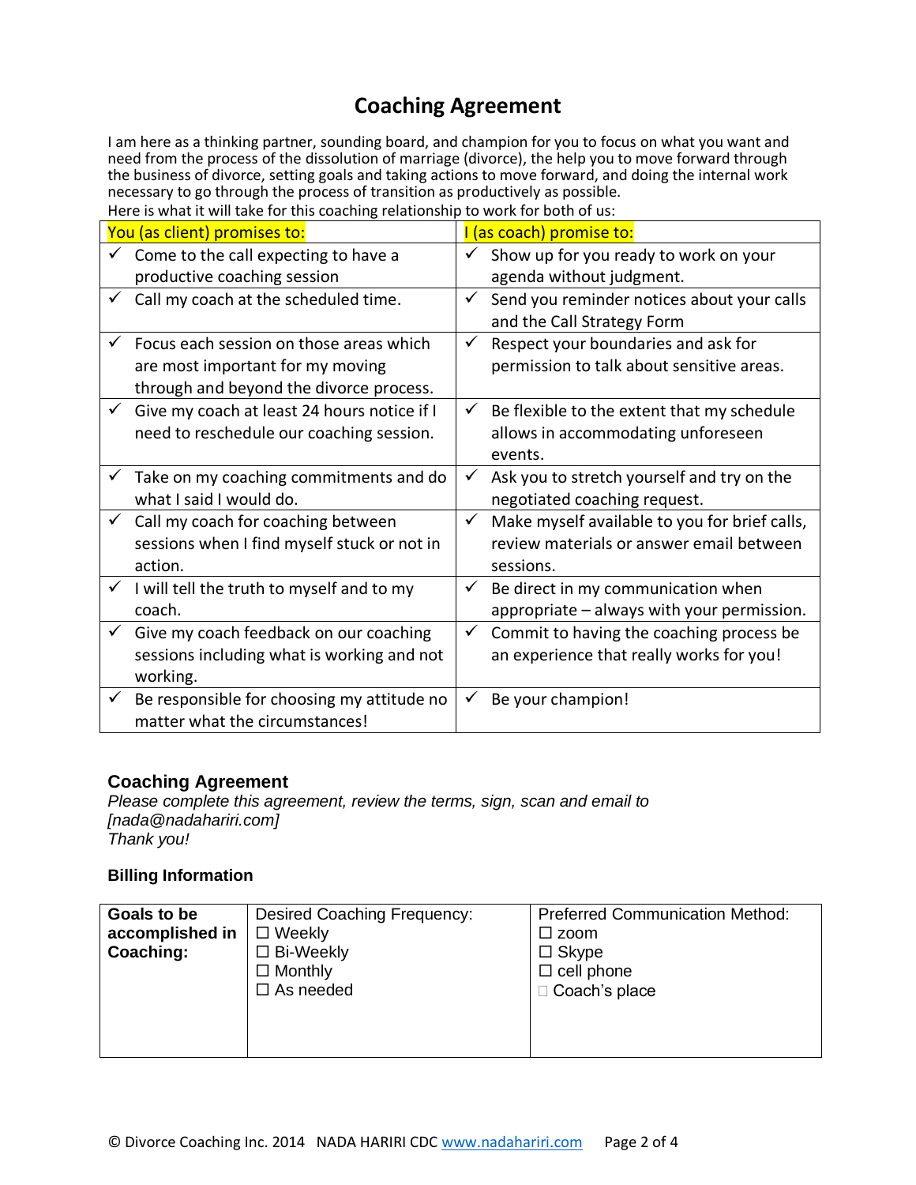# Coaching Agreement

I am here as a thinking partner, sounding board, and champion for you to focus on what you want and need from the process of the dissolution of marriage (divorce), the help you to move forward through the business of divorce, setting goals and taking actions to move forward, and doing the internal work necessary to go through the process of transition as productively as possible.

Here is what it will take for this coaching relationship to work for both of us:

| You (as client) promises to: | I (as coach) promise to: |
|---|---|
| ✓ Come to the call expecting to have a productive coaching session | ✓ Show up for you ready to work on your agenda without judgment. |
| ✓ Call my coach at the scheduled time. | ✓ Send you reminder notices about your calls and the Call Strategy Form |
| ✓ Focus each session on those areas which are most important for my moving through and beyond the divorce process. | ✓ Respect your boundaries and ask for permission to talk about sensitive areas. |
| ✓ Give my coach at least 24 hours notice if I need to reschedule our coaching session. | ✓ Be flexible to the extent that my schedule allows in accommodating unforeseen events. |
| ✓ Take on my coaching commitments and do what I said I would do. | ✓ Ask you to stretch yourself and try on the negotiated coaching request. |
| ✓ Call my coach for coaching between sessions when I find myself stuck or not in action. | ✓ Make myself available to you for brief calls, review materials or answer email between sessions. |
| ✓ I will tell the truth to myself and to my coach. | ✓ Be direct in my communication when appropriate – always with your permission. |
| ✓ Give my coach feedback on our coaching sessions including what is working and not working. | ✓ Commit to having the coaching process be an experience that really works for you! |
| ✓ Be responsible for choosing my attitude no matter what the circumstances! | ✓ Be your champion! |

### Coaching Agreement

*Please complete this agreement, review the terms, sign, scan and email to [nada@nadahariri.com]*
*Thank you!*

**Billing Information**

| **Goals to be accomplished in Coaching:** | Desired Coaching Frequency:<br>☐ Weekly<br>☐ Bi-Weekly<br>☐ Monthly<br>☐ As needed | Preferred Communication Method:<br>☐ zoom<br>☐ Skype<br>☐ cell phone<br>☐ Coach's place |
|---|---|---|

© Divorce Coaching Inc. 2014 NADA HARIRI CDC www.nadahariri.com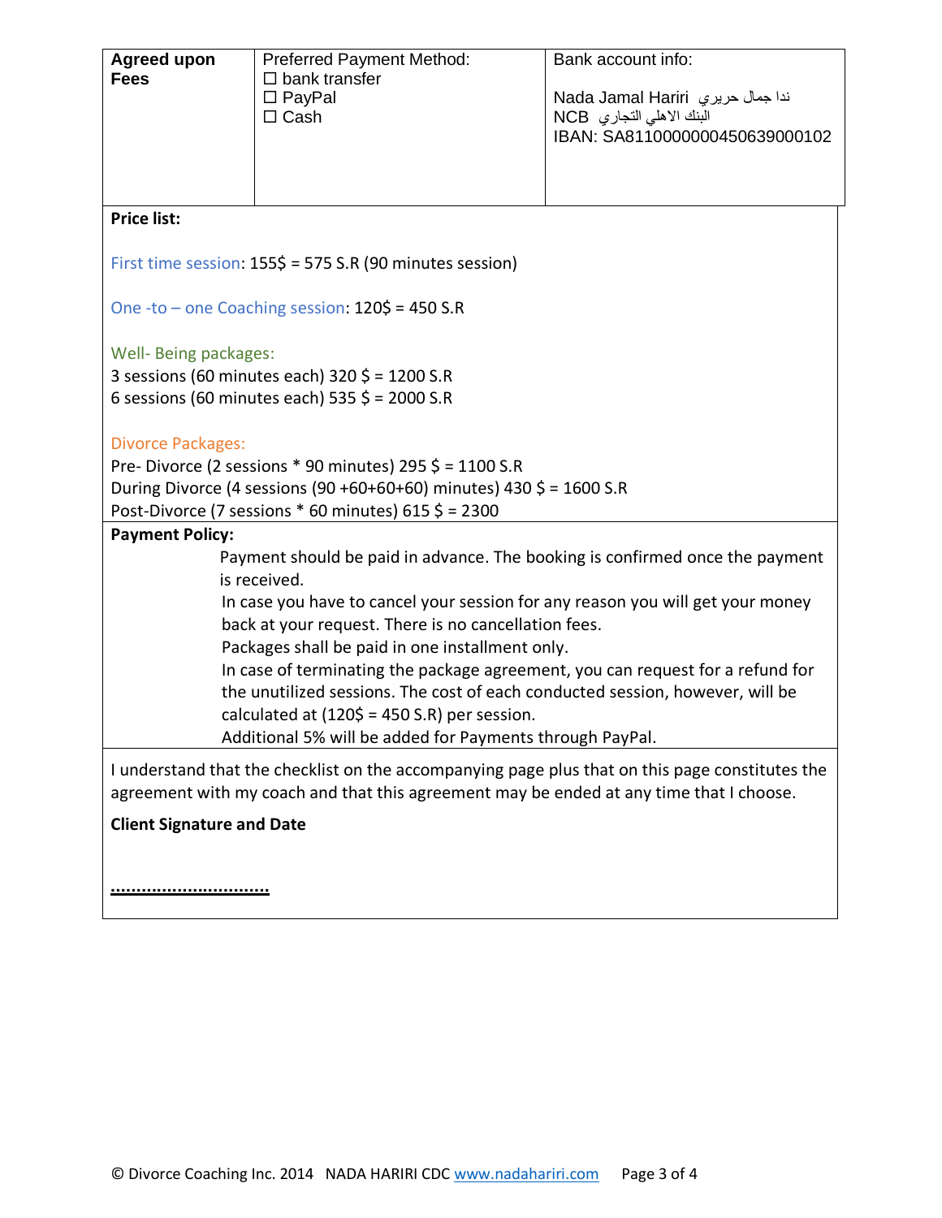| **Agreed upon Fees** | Preferred Payment Method:<br>☐ bank transfer<br>☐ PayPal<br>☐ Cash | Bank account info:<br><br>Nada Jamal Hariri ندا جمال حريري<br>NCB البنك الاهلي التجاري<br>IBAN: SA8110000000450639000102 |
|---|---|---|

**Price list:**

First time session: 155$ = 575 S.R (90 minutes session)

One -to – one Coaching session: 120$ = 450 S.R

Well- Being packages:
3 sessions (60 minutes each) 320 $ = 1200 S.R
6 sessions (60 minutes each) 535 $ = 2000 S.R

Divorce Packages:
Pre- Divorce (2 sessions * 90 minutes) 295 $ = 1100 S.R
During Divorce (4 sessions (90 +60+60+60) minutes) 430 $ = 1600 S.R
Post-Divorce (7 sessions * 60 minutes) 615 $ = 2300

**Payment Policy:**

Payment should be paid in advance. The booking is confirmed once the payment is received.
In case you have to cancel your session for any reason you will get your money back at your request. There is no cancellation fees.
Packages shall be paid in one installment only.
In case of terminating the package agreement, you can request for a refund for the unutilized sessions. The cost of each conducted session, however, will be calculated at (120$ = 450 S.R) per session.
Additional 5% will be added for Payments through PayPal.

I understand that the checklist on the accompanying page plus that on this page constitutes the agreement with my coach and that this agreement may be ended at any time that I choose.

**Client Signature and Date**

..............................

© Divorce Coaching Inc. 2014 NADA HARIRI CDC www.nadahariri.com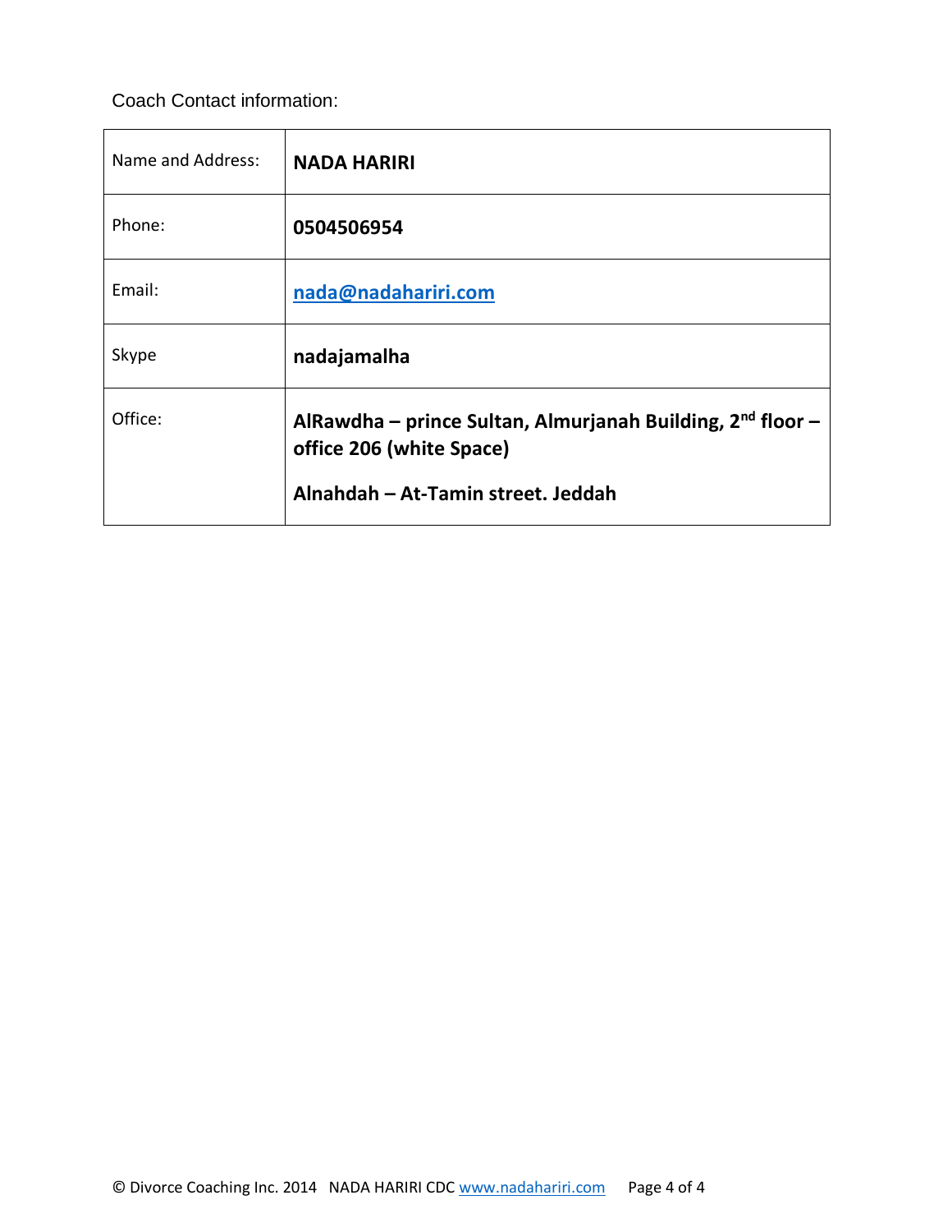Coach Contact information:

| | |
|---|---|
| Name and Address: | **NADA HARIRI** |
| Phone: | **0504506954** |
| Email: | **nada@nadahariri.com** |
| Skype | **nadajamalha** |
| Office: | **AlRawdha – prince Sultan, Almurjanah Building, 2nd floor – office 206 (white Space)**<br><br>**Alnahdah – At-Tamin street. Jeddah** |